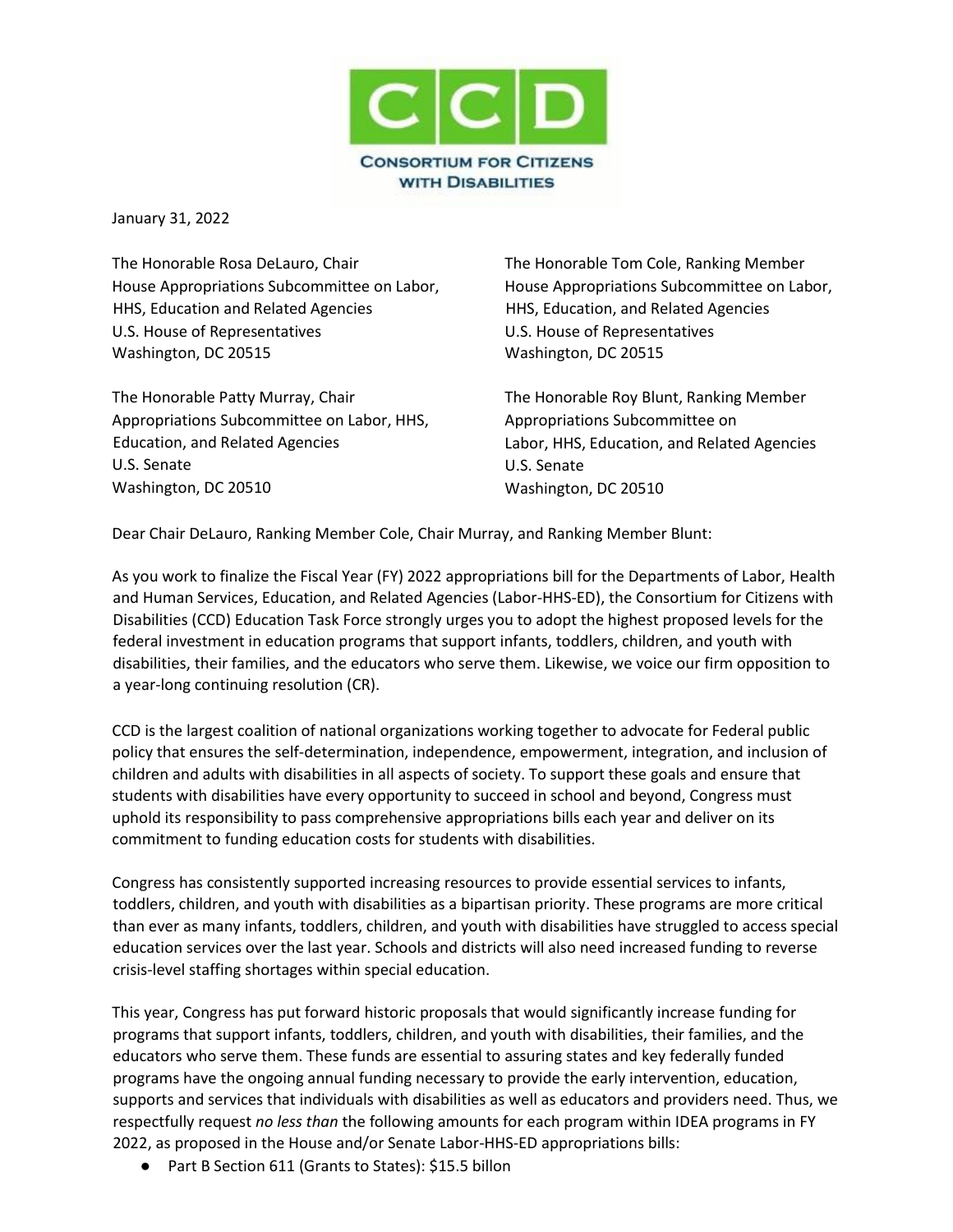CCD

CONSORTIUM FOR CITIZENS WITH DISABILITIES

January 31, 2022

The Honorable Rosa DeLauro, Chair
House Appropriations Subcommittee on Labor, HHS, Education and Related Agencies
U.S. House of Representatives
Washington, DC 20515

The Honorable Tom Cole, Ranking Member
House Appropriations Subcommittee on Labor, HHS, Education, and Related Agencies
U.S. House of Representatives
Washington, DC 20515

The Honorable Patty Murray, Chair
Appropriations Subcommittee on Labor, HHS, Education, and Related Agencies
U.S. Senate
Washington, DC 20510

The Honorable Roy Blunt, Ranking Member
Appropriations Subcommittee on Labor, HHS, Education, and Related Agencies
U.S. Senate
Washington, DC 20510

Dear Chair DeLauro, Ranking Member Cole, Chair Murray, and Ranking Member Blunt:

As you work to finalize the Fiscal Year (FY) 2022 appropriations bill for the Departments of Labor, Health and Human Services, Education, and Related Agencies (Labor-HHS-ED), the Consortium for Citizens with Disabilities (CCD) Education Task Force strongly urges you to adopt the highest proposed levels for the federal investment in education programs that support infants, toddlers, children, and youth with disabilities, their families, and the educators who serve them. Likewise, we voice our firm opposition to a year-long continuing resolution (CR).

CCD is the largest coalition of national organizations working together to advocate for Federal public policy that ensures the self-determination, independence, empowerment, integration, and inclusion of children and adults with disabilities in all aspects of society. To support these goals and ensure that students with disabilities have every opportunity to succeed in school and beyond, Congress must uphold its responsibility to pass comprehensive appropriations bills each year and deliver on its commitment to funding education costs for students with disabilities.

Congress has consistently supported increasing resources to provide essential services to infants, toddlers, children, and youth with disabilities as a bipartisan priority. These programs are more critical than ever as many infants, toddlers, children, and youth with disabilities have struggled to access special education services over the last year. Schools and districts will also need increased funding to reverse crisis-level staffing shortages within special education.

This year, Congress has put forward historic proposals that would significantly increase funding for programs that support infants, toddlers, children, and youth with disabilities, their families, and the educators who serve them. These funds are essential to assuring states and key federally funded programs have the ongoing annual funding necessary to provide the early intervention, education, supports and services that individuals with disabilities as well as educators and providers need. Thus, we respectfully request *no less than* the following amounts for each program within IDEA programs in FY 2022, as proposed in the House and/or Senate Labor-HHS-ED appropriations bills:

- Part B Section 611 (Grants to States): $15.5 billon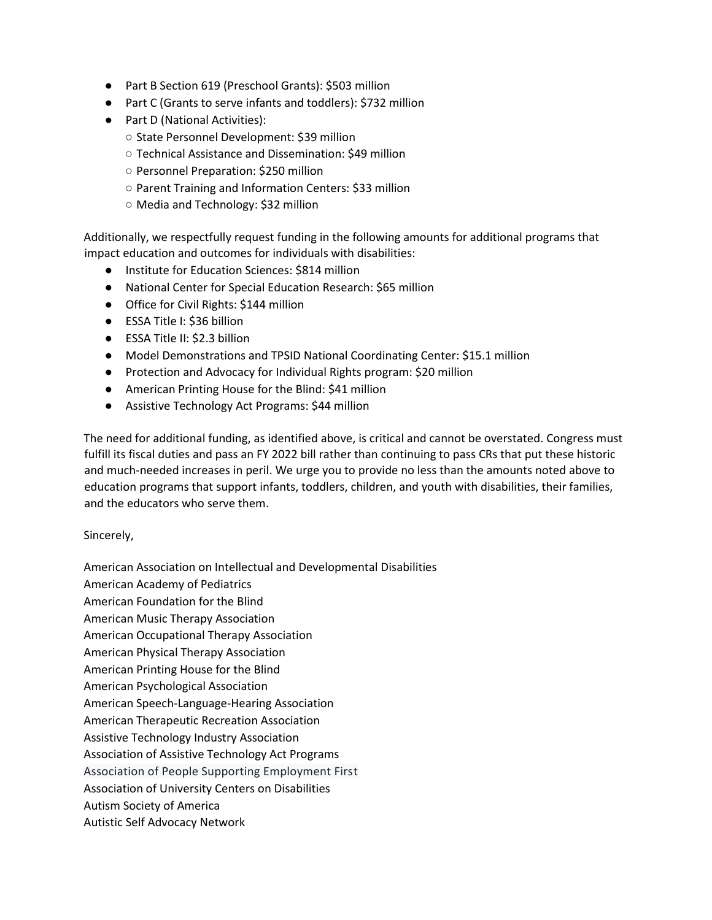- Part B Section 619 (Preschool Grants): $503 million
- Part C (Grants to serve infants and toddlers): $732 million
- Part D (National Activities):
  - State Personnel Development: $39 million
  - Technical Assistance and Dissemination: $49 million
  - Personnel Preparation: $250 million
  - Parent Training and Information Centers: $33 million
  - Media and Technology: $32 million

Additionally, we respectfully request funding in the following amounts for additional programs that impact education and outcomes for individuals with disabilities:

- Institute for Education Sciences: $814 million
- National Center for Special Education Research: $65 million
- Office for Civil Rights: $144 million
- ESSA Title I: $36 billion
- ESSA Title II: $2.3 billion
- Model Demonstrations and TPSID National Coordinating Center: $15.1 million
- Protection and Advocacy for Individual Rights program: $20 million
- American Printing House for the Blind: $41 million
- Assistive Technology Act Programs: $44 million

The need for additional funding, as identified above, is critical and cannot be overstated. Congress must fulfill its fiscal duties and pass an FY 2022 bill rather than continuing to pass CRs that put these historic and much-needed increases in peril. We urge you to provide no less than the amounts noted above to education programs that support infants, toddlers, children, and youth with disabilities, their families, and the educators who serve them.

Sincerely,

American Association on Intellectual and Developmental Disabilities
American Academy of Pediatrics
American Foundation for the Blind
American Music Therapy Association
American Occupational Therapy Association
American Physical Therapy Association
American Printing House for the Blind
American Psychological Association
American Speech-Language-Hearing Association
American Therapeutic Recreation Association
Assistive Technology Industry Association
Association of Assistive Technology Act Programs
Association of People Supporting Employment First
Association of University Centers on Disabilities
Autism Society of America
Autistic Self Advocacy Network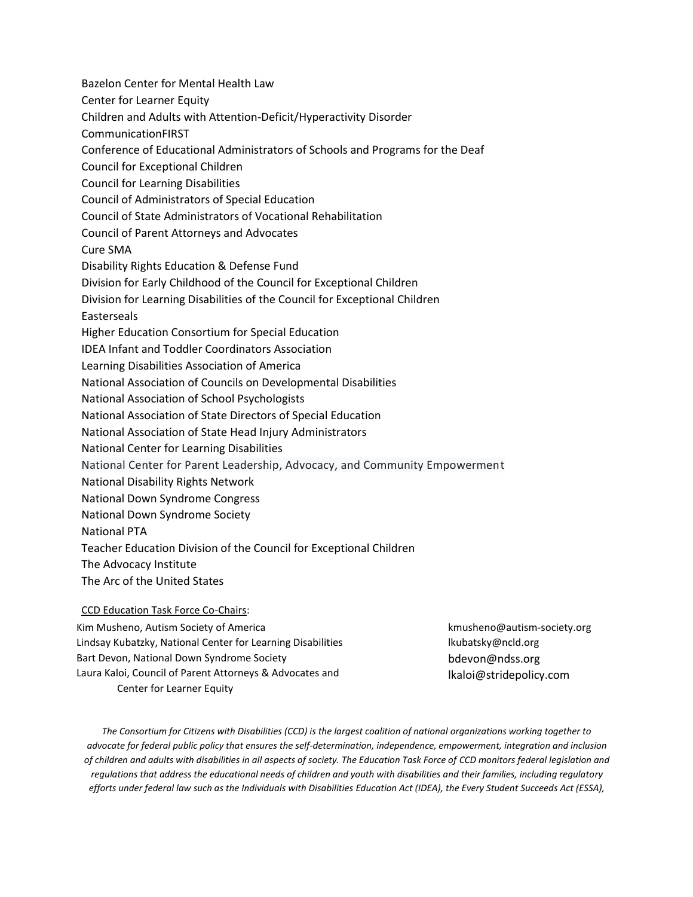Bazelon Center for Mental Health Law
Center for Learner Equity
Children and Adults with Attention-Deficit/Hyperactivity Disorder
CommunicationFIRST
Conference of Educational Administrators of Schools and Programs for the Deaf
Council for Exceptional Children
Council for Learning Disabilities
Council of Administrators of Special Education
Council of State Administrators of Vocational Rehabilitation
Council of Parent Attorneys and Advocates
Cure SMA
Disability Rights Education & Defense Fund
Division for Early Childhood of the Council for Exceptional Children
Division for Learning Disabilities of the Council for Exceptional Children
Easterseals
Higher Education Consortium for Special Education
IDEA Infant and Toddler Coordinators Association
Learning Disabilities Association of America
National Association of Councils on Developmental Disabilities
National Association of School Psychologists
National Association of State Directors of Special Education
National Association of State Head Injury Administrators
National Center for Learning Disabilities
National Center for Parent Leadership, Advocacy, and Community Empowerment
National Disability Rights Network
National Down Syndrome Congress
National Down Syndrome Society
National PTA
Teacher Education Division of the Council for Exceptional Children
The Advocacy Institute
The Arc of the United States

CCD Education Task Force Co-Chairs:

Kim Musheno, Autism Society of America — kmusheno@autism-society.org
Lindsay Kubatzky, National Center for Learning Disabilities — lkubatsky@ncld.org
Bart Devon, National Down Syndrome Society — bdevon@ndss.org
Laura Kaloi, Council of Parent Attorneys & Advocates and Center for Learner Equity — lkaloi@stridepolicy.com

*The Consortium for Citizens with Disabilities (CCD) is the largest coalition of national organizations working together to advocate for federal public policy that ensures the self-determination, independence, empowerment, integration and inclusion of children and adults with disabilities in all aspects of society. The Education Task Force of CCD monitors federal legislation and regulations that address the educational needs of children and youth with disabilities and their families, including regulatory efforts under federal law such as the Individuals with Disabilities Education Act (IDEA), the Every Student Succeeds Act (ESSA),*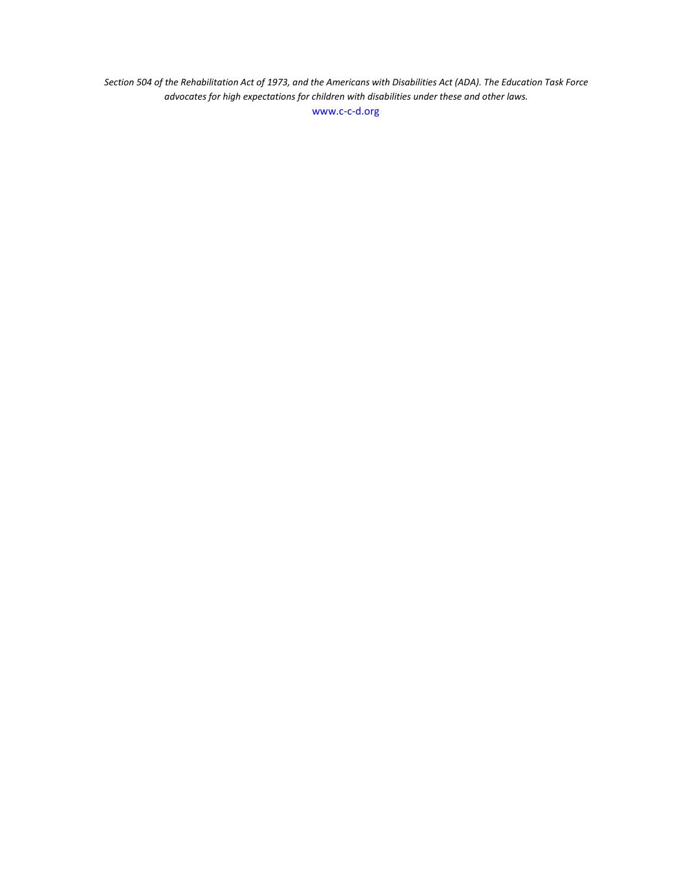*Section 504 of the Rehabilitation Act of 1973, and the Americans with Disabilities Act (ADA). The Education Task Force advocates for high expectations for children with disabilities under these and other laws.*

www.c-c-d.org